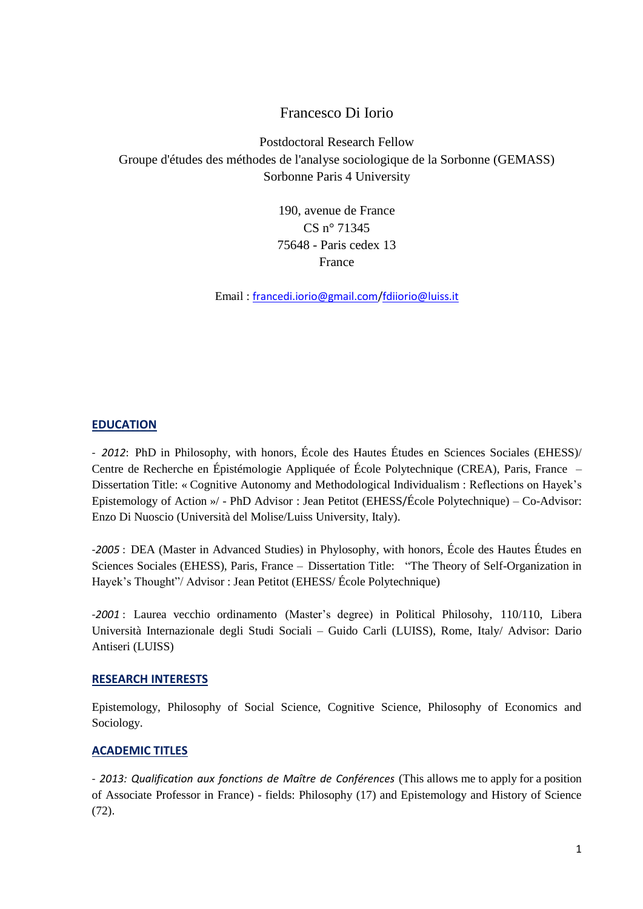# Francesco Di Iorio

Postdoctoral Research Fellow
Groupe d'études des méthodes de l'analyse sociologique de la Sorbonne (GEMASS)
Sorbonne Paris 4 University

190, avenue de France
CS n° 71345
75648 - Paris cedex 13
France

Email : francedi.iorio@gmail.com/fdiiorio@luiss.it

## EDUCATION

- *2012*: PhD in Philosophy, with honors, École des Hautes Études en Sciences Sociales (EHESS)/ Centre de Recherche en Épistémologie Appliquée of École Polytechnique (CREA), Paris, France – Dissertation Title: « Cognitive Autonomy and Methodological Individualism : Reflections on Hayek's Epistemology of Action »/ - PhD Advisor : Jean Petitot (EHESS/École Polytechnique) – Co-Advisor: Enzo Di Nuoscio (Università del Molise/Luiss University, Italy).

-*2005* : DEA (Master in Advanced Studies) in Phylosophy, with honors, École des Hautes Études en Sciences Sociales (EHESS), Paris, France – Dissertation Title: "The Theory of Self-Organization in Hayek's Thought"/ Advisor : Jean Petitot (EHESS/ École Polytechnique)

-*2001* : Laurea vecchio ordinamento (Master's degree) in Political Philosohy, 110/110, Libera Università Internazionale degli Studi Sociali – Guido Carli (LUISS), Rome, Italy/ Advisor: Dario Antiseri (LUISS)

## RESEARCH INTERESTS

Epistemology, Philosophy of Social Science, Cognitive Science, Philosophy of Economics and Sociology.

## ACADEMIC TITLES

- *2013: Qualification aux fonctions de Maître de Conférences* (This allows me to apply for a position of Associate Professor in France) - fields: Philosophy (17) and Epistemology and History of Science (72).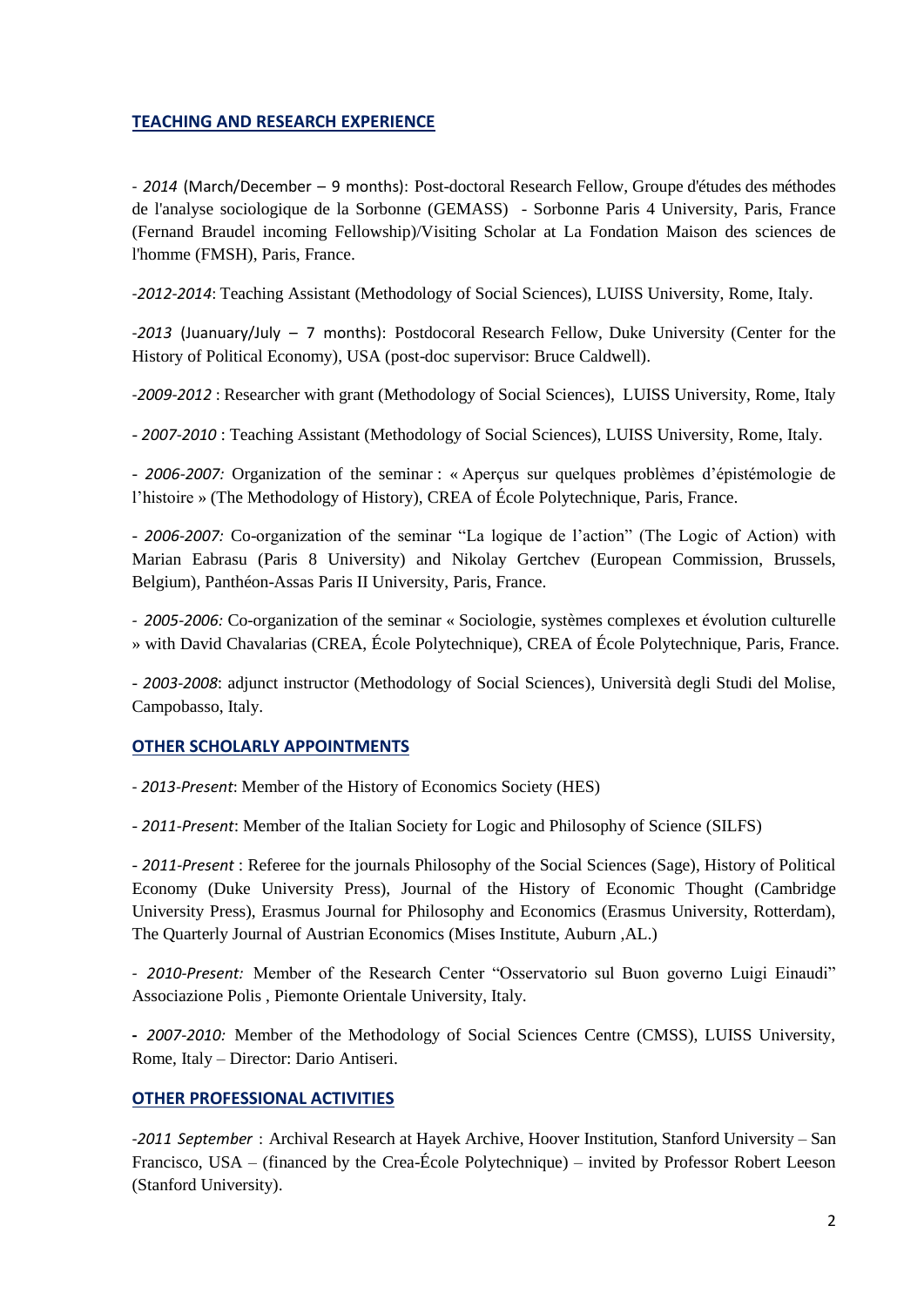## TEACHING AND RESEARCH EXPERIENCE

- *2014* (March/December – 9 months): Post-doctoral Research Fellow, Groupe d'études des méthodes de l'analyse sociologique de la Sorbonne (GEMASS) - Sorbonne Paris 4 University, Paris, France (Fernand Braudel incoming Fellowship)/Visiting Scholar at La Fondation Maison des sciences de l'homme (FMSH), Paris, France.

-*2012-2014*: Teaching Assistant (Methodology of Social Sciences), LUISS University, Rome, Italy.

-*2013* (Juanuary/July – 7 months): Postdocoral Research Fellow, Duke University (Center for the History of Political Economy), USA (post-doc supervisor: Bruce Caldwell).

-*2009-2012* : Researcher with grant (Methodology of Social Sciences), LUISS University, Rome, Italy

- *2007-2010* : Teaching Assistant (Methodology of Social Sciences), LUISS University, Rome, Italy.

- *2006-2007:* Organization of the seminar : « Aperçus sur quelques problèmes d'épistémologie de l'histoire » (The Methodology of History), CREA of École Polytechnique, Paris, France.

- *2006-2007:* Co-organization of the seminar "La logique de l'action" (The Logic of Action) with Marian Eabrasu (Paris 8 University) and Nikolay Gertchev (European Commission, Brussels, Belgium), Panthéon-Assas Paris II University, Paris, France.

- *2005-2006:* Co-organization of the seminar « Sociologie, systèmes complexes et évolution culturelle » with David Chavalarias (CREA, École Polytechnique), CREA of École Polytechnique, Paris, France.

- *2003-2008*: adjunct instructor (Methodology of Social Sciences), Università degli Studi del Molise, Campobasso, Italy.

## OTHER SCHOLARLY APPOINTMENTS

- *2013-Present*: Member of the History of Economics Society (HES)

- *2011-Present*: Member of the Italian Society for Logic and Philosophy of Science (SILFS)

- *2011-Present* : Referee for the journals Philosophy of the Social Sciences (Sage), History of Political Economy (Duke University Press), Journal of the History of Economic Thought (Cambridge University Press), Erasmus Journal for Philosophy and Economics (Erasmus University, Rotterdam), The Quarterly Journal of Austrian Economics (Mises Institute, Auburn ,AL.)

- *2010-Present:* Member of the Research Center "Osservatorio sul Buon governo Luigi Einaudi" Associazione Polis , Piemonte Orientale University, Italy.

**-** *2007-2010:* Member of the Methodology of Social Sciences Centre (CMSS), LUISS University, Rome, Italy – Director: Dario Antiseri.

## OTHER PROFESSIONAL ACTIVITIES

-*2011 September* : Archival Research at Hayek Archive, Hoover Institution, Stanford University – San Francisco, USA – (financed by the Crea-École Polytechnique) – invited by Professor Robert Leeson (Stanford University).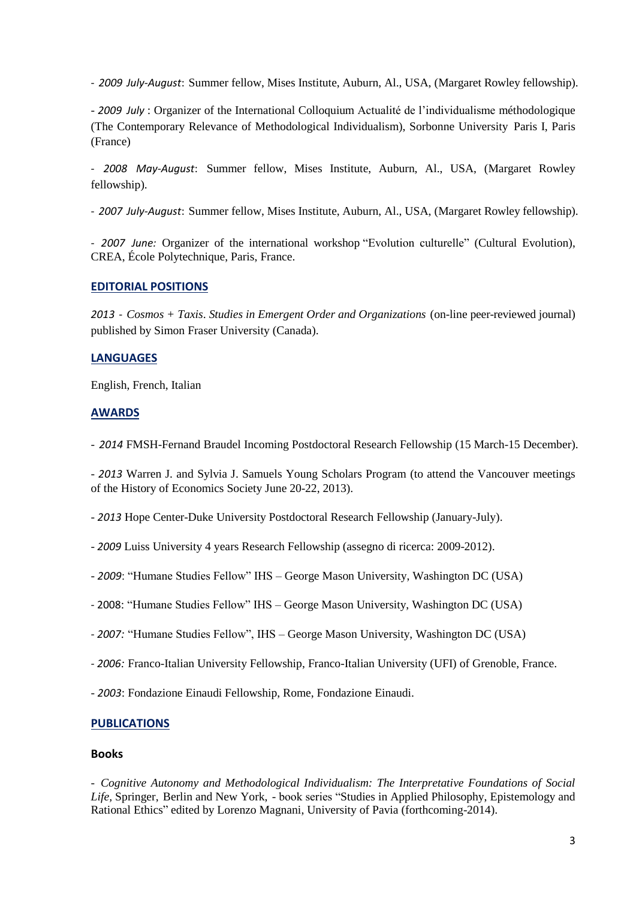- *2009 July-August*: Summer fellow, Mises Institute, Auburn, Al., USA, (Margaret Rowley fellowship).

- *2009 July* : Organizer of the International Colloquium Actualité de l'individualisme méthodologique (The Contemporary Relevance of Methodological Individualism), Sorbonne University Paris I, Paris (France)

- *2008 May-August*: Summer fellow, Mises Institute, Auburn, Al., USA, (Margaret Rowley fellowship).

- *2007 July-August*: Summer fellow, Mises Institute, Auburn, Al., USA, (Margaret Rowley fellowship).

- *2007 June:* Organizer of the international workshop "Evolution culturelle" (Cultural Evolution), CREA, École Polytechnique, Paris, France.

## EDITORIAL POSITIONS

*2013 - Cosmos + Taxis*. *Studies in Emergent Order and Organizations* (on-line peer-reviewed journal) published by Simon Fraser University (Canada).

## LANGUAGES

English, French, Italian

## AWARDS

- *2014* FMSH-Fernand Braudel Incoming Postdoctoral Research Fellowship (15 March-15 December).

- *2013* Warren J. and Sylvia J. Samuels Young Scholars Program (to attend the Vancouver meetings of the History of Economics Society June 20-22, 2013).

- *2013* Hope Center-Duke University Postdoctoral Research Fellowship (January-July).

- *2009* Luiss University 4 years Research Fellowship (assegno di ricerca: 2009-2012).

- *2009*: "Humane Studies Fellow" IHS – George Mason University, Washington DC (USA)

- 2008: "Humane Studies Fellow" IHS – George Mason University, Washington DC (USA)

- *2007:* "Humane Studies Fellow", IHS – George Mason University, Washington DC (USA)

- *2006:* Franco-Italian University Fellowship, Franco-Italian University (UFI) of Grenoble, France.

- *2003*: Fondazione Einaudi Fellowship, Rome, Fondazione Einaudi.

## PUBLICATIONS

### Books

- *Cognitive Autonomy and Methodological Individualism: The Interpretative Foundations of Social Life,* Springer, Berlin and New York, - book series "Studies in Applied Philosophy, Epistemology and Rational Ethics" edited by Lorenzo Magnani, University of Pavia (forthcoming-2014).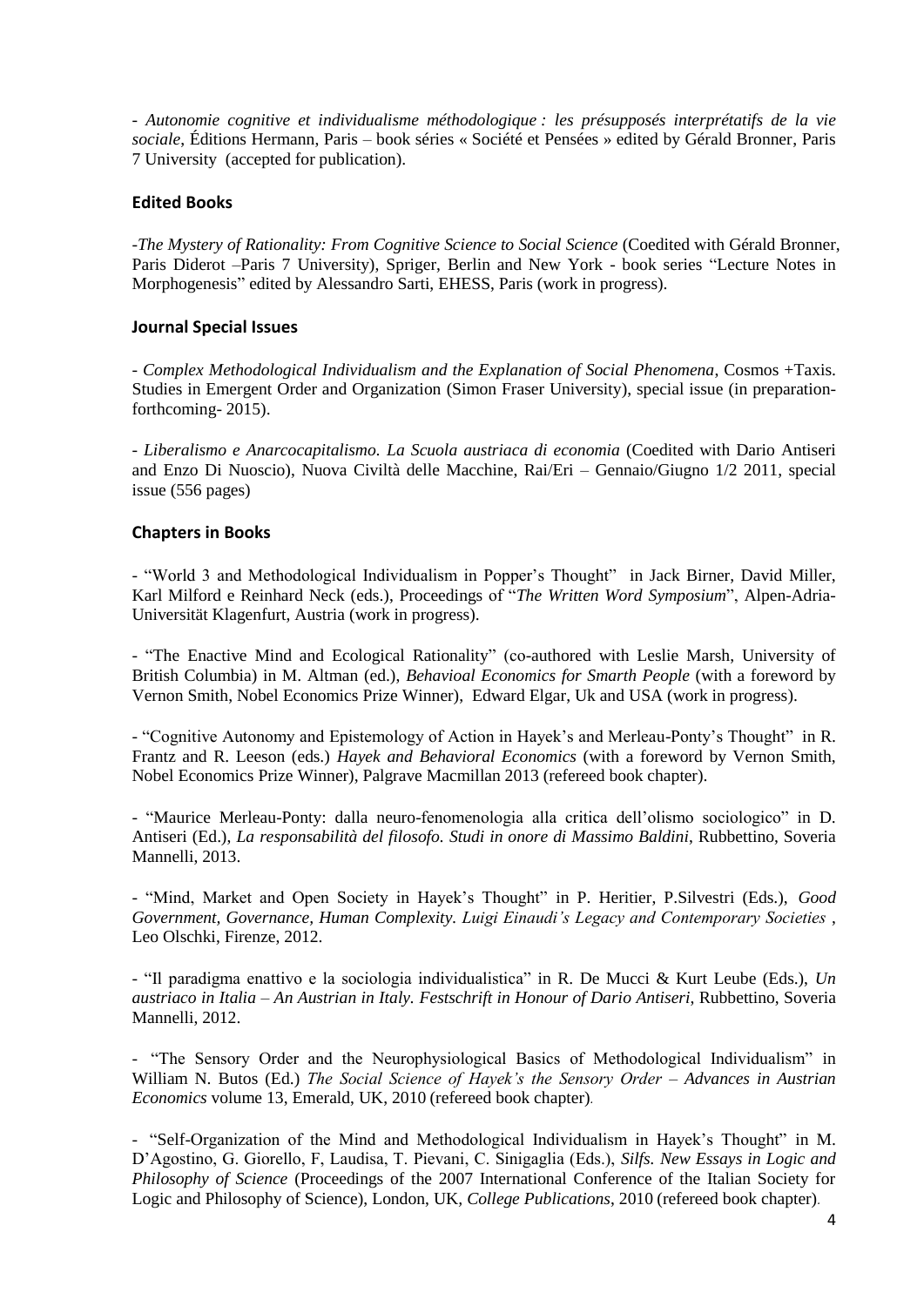- *Autonomie cognitive et individualisme méthodologique : les présupposés interprétatifs de la vie sociale*, Éditions Hermann, Paris – book séries « Société et Pensées » edited by Gérald Bronner, Paris 7 University (accepted for publication).

### Edited Books

-*The Mystery of Rationality: From Cognitive Science to Social Science* (Coedited with Gérald Bronner, Paris Diderot –Paris 7 University), Spriger, Berlin and New York - book series "Lecture Notes in Morphogenesis" edited by Alessandro Sarti, EHESS, Paris (work in progress).

### Journal Special Issues

- *Complex Methodological Individualism and the Explanation of Social Phenomena*, Cosmos +Taxis. Studies in Emergent Order and Organization (Simon Fraser University), special issue (in preparation-forthcoming- 2015).

- *Liberalismo e Anarcocapitalismo. La Scuola austriaca di economia* (Coedited with Dario Antiseri and Enzo Di Nuoscio), Nuova Civiltà delle Macchine, Rai/Eri – Gennaio/Giugno 1/2 2011, special issue (556 pages)

### Chapters in Books

- "World 3 and Methodological Individualism in Popper's Thought" in Jack Birner, David Miller, Karl Milford e Reinhard Neck (eds.), Proceedings of "*The Written Word Symposium*", Alpen-Adria-Universität Klagenfurt, Austria (work in progress).

- "The Enactive Mind and Ecological Rationality" (co-authored with Leslie Marsh, University of British Columbia) in M. Altman (ed.), *Behavioal Economics for Smarth People* (with a foreword by Vernon Smith, Nobel Economics Prize Winner), Edward Elgar, Uk and USA (work in progress).

- "Cognitive Autonomy and Epistemology of Action in Hayek's and Merleau-Ponty's Thought" in R. Frantz and R. Leeson (eds.) *Hayek and Behavioral Economics* (with a foreword by Vernon Smith, Nobel Economics Prize Winner), Palgrave Macmillan 2013 (refereed book chapter).

- "Maurice Merleau-Ponty: dalla neuro-fenomenologia alla critica dell'olismo sociologico" in D. Antiseri (Ed.), *La responsabilità del filosofo. Studi in onore di Massimo Baldini*, Rubbettino, Soveria Mannelli, 2013.

- "Mind, Market and Open Society in Hayek's Thought" in P. Heritier, P.Silvestri (Eds.), *Good Government, Governance, Human Complexity. Luigi Einaudi's Legacy and Contemporary Societies* , Leo Olschki, Firenze, 2012.

- "Il paradigma enattivo e la sociologia individualistica" in R. De Mucci & Kurt Leube (Eds.), *Un austriaco in Italia – An Austrian in Italy. Festschrift in Honour of Dario Antiseri*, Rubbettino, Soveria Mannelli, 2012.

- "The Sensory Order and the Neurophysiological Basics of Methodological Individualism" in William N. Butos (Ed.) *The Social Science of Hayek's the Sensory Order – Advances in Austrian Economics* volume 13, Emerald, UK, 2010 (refereed book chapter).

- "Self-Organization of the Mind and Methodological Individualism in Hayek's Thought" in M. D'Agostino, G. Giorello, F, Laudisa, T. Pievani, C. Sinigaglia (Eds.), *Silfs. New Essays in Logic and Philosophy of Science* (Proceedings of the 2007 International Conference of the Italian Society for Logic and Philosophy of Science), London, UK, *College Publications*, 2010 (refereed book chapter).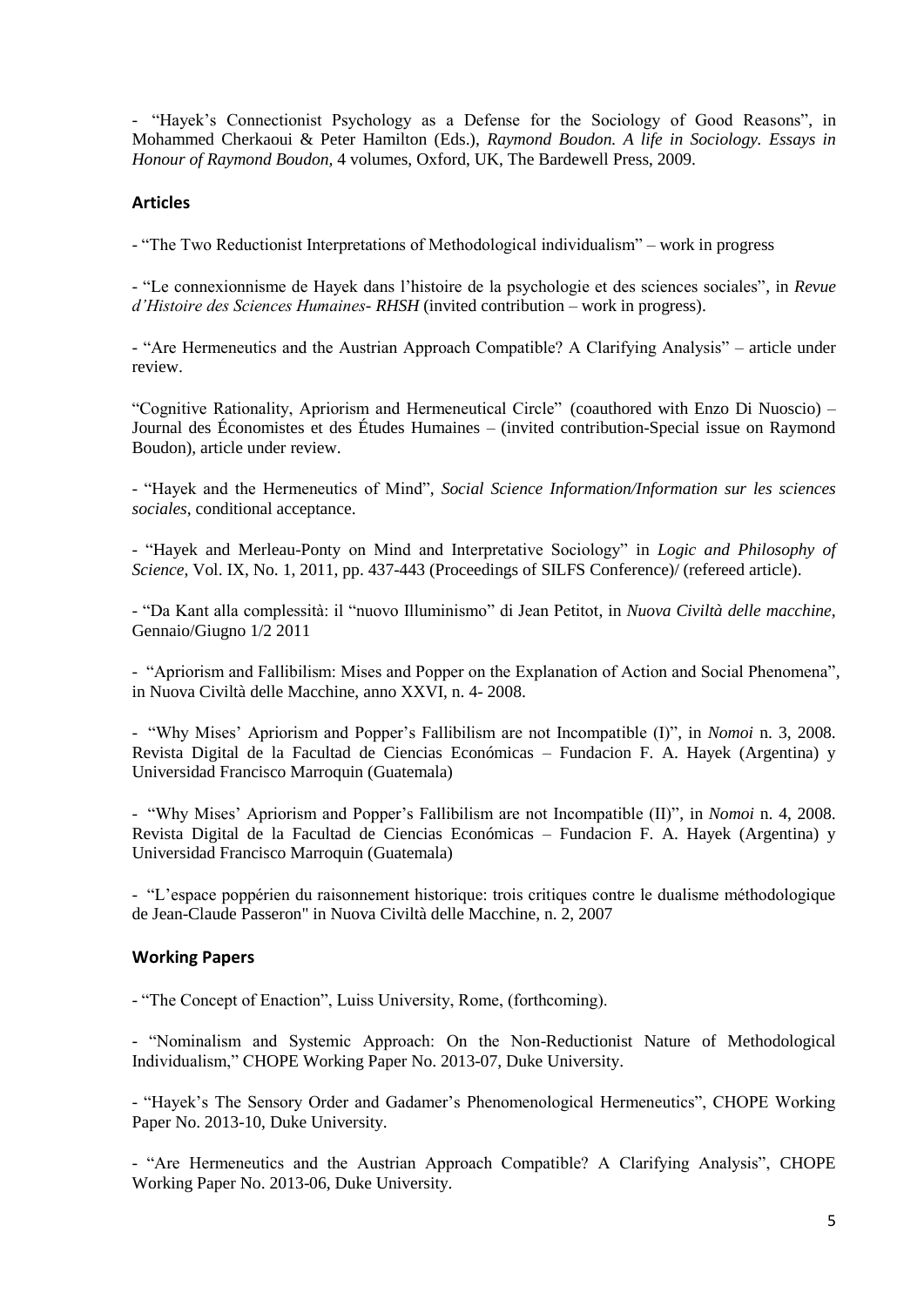- "Hayek's Connectionist Psychology as a Defense for the Sociology of Good Reasons", in Mohammed Cherkaoui & Peter Hamilton (Eds.), *Raymond Boudon. A life in Sociology. Essays in Honour of Raymond Boudon*, 4 volumes, Oxford, UK, The Bardewell Press, 2009.

### Articles

- "The Two Reductionist Interpretations of Methodological individualism" – work in progress

- "Le connexionnisme de Hayek dans l'histoire de la psychologie et des sciences sociales", in *Revue d'Histoire des Sciences Humaines- RHSH* (invited contribution – work in progress).

- "Are Hermeneutics and the Austrian Approach Compatible? A Clarifying Analysis" – article under review.

"Cognitive Rationality, Apriorism and Hermeneutical Circle" (coauthored with Enzo Di Nuoscio) – Journal des Économistes et des Études Humaines – (invited contribution-Special issue on Raymond Boudon), article under review.

- "Hayek and the Hermeneutics of Mind", *Social Science Information/Information sur les sciences sociales*, conditional acceptance.

- "Hayek and Merleau-Ponty on Mind and Interpretative Sociology" in *Logic and Philosophy of Science,* Vol. IX, No. 1, 2011, pp. 437-443 (Proceedings of SILFS Conference)/ (refereed article).

- "Da Kant alla complessità: il "nuovo Illuminismo" di Jean Petitot, in *Nuova Civiltà delle macchine*, Gennaio/Giugno 1/2 2011

- "Apriorism and Fallibilism: Mises and Popper on the Explanation of Action and Social Phenomena", in Nuova Civiltà delle Macchine, anno XXVI, n. 4- 2008.

- "Why Mises' Apriorism and Popper's Fallibilism are not Incompatible (I)", in *Nomoi* n. 3, 2008. Revista Digital de la Facultad de Ciencias Económicas – Fundacion F. A. Hayek (Argentina) y Universidad Francisco Marroquin (Guatemala)

- "Why Mises' Apriorism and Popper's Fallibilism are not Incompatible (II)", in *Nomoi* n. 4, 2008. Revista Digital de la Facultad de Ciencias Económicas – Fundacion F. A. Hayek (Argentina) y Universidad Francisco Marroquin (Guatemala)

- "L'espace poppérien du raisonnement historique: trois critiques contre le dualisme méthodologique de Jean-Claude Passeron" in Nuova Civiltà delle Macchine, n. 2, 2007

### Working Papers

- "The Concept of Enaction", Luiss University, Rome, (forthcoming).

- "Nominalism and Systemic Approach: On the Non-Reductionist Nature of Methodological Individualism," CHOPE Working Paper No. 2013-07, Duke University.

- "Hayek's The Sensory Order and Gadamer's Phenomenological Hermeneutics", CHOPE Working Paper No. 2013-10, Duke University.

- "Are Hermeneutics and the Austrian Approach Compatible? A Clarifying Analysis", CHOPE Working Paper No. 2013-06, Duke University.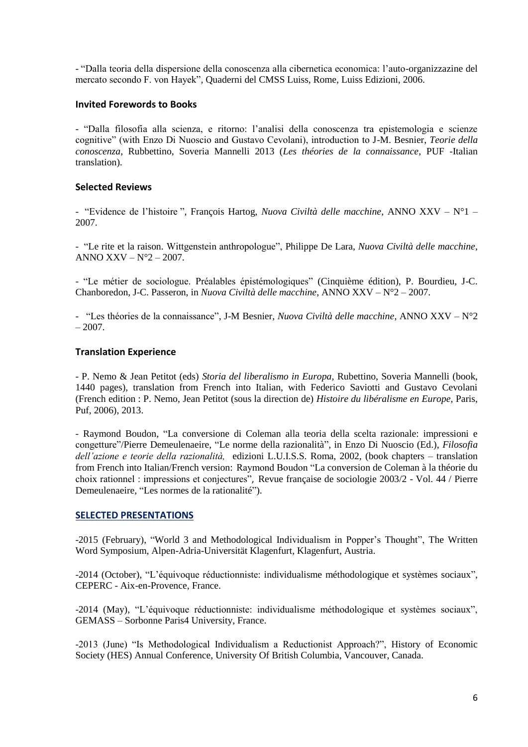- “Dalla teoria della dispersione della conoscenza alla cibernetica economica: l’auto-organizzazine del mercato secondo F. von Hayek”, Quaderni del CMSS Luiss, Rome, Luiss Edizioni, 2006.

### Invited Forewords to Books

- “Dalla filosofia alla scienza, e ritorno: l’analisi della conoscenza tra epistemologia e scienze cognitive” (with Enzo Di Nuoscio and Gustavo Cevolani), introduction to J-M. Besnier, *Teorie della conoscenza*, Rubbettino, Soveria Mannelli 2013 (*Les théories de la connaissance*, PUF -Italian translation).

### Selected Reviews

- “Evidence de l’histoire ”, François Hartog, *Nuova Civiltà delle macchine*, ANNO XXV – N°1 – 2007.

- “Le rite et la raison. Wittgenstein anthropologue”, Philippe De Lara, *Nuova Civiltà delle macchine*, ANNO XXV – N°2 – 2007.

- “Le métier de sociologue. Préalables épistémologiques” (Cinquième édition), P. Bourdieu, J-C. Chanboredon, J-C. Passeron, in *Nuova Civiltà delle macchine*, ANNO XXV – N°2 – 2007.

- “Les théories de la connaissance”, J-M Besnier, *Nuova Civiltà delle macchine*, ANNO XXV – N°2 – 2007.

### Translation Experience

- P. Nemo & Jean Petitot (eds) *Storia del liberalismo in Europa*, Rubettino, Soveria Mannelli (book, 1440 pages), translation from French into Italian, with Federico Saviotti and Gustavo Cevolani (French edition : P. Nemo, Jean Petitot (sous la direction de) *Histoire du libéralisme en Europe*, Paris, Puf, 2006), 2013.

- Raymond Boudon, “La conversione di Coleman alla teoria della scelta razionale: impressioni e congetture”/Pierre Demeulenaeire, “Le norme della razionalità”, in Enzo Di Nuoscio (Ed.), *Filosofia dell’azione e teorie della razionalità,* edizioni L.U.I.S.S. Roma, 2002, (book chapters – translation from French into Italian/French version: Raymond Boudon “La conversion de Coleman à la théorie du choix rationnel : impressions et conjectures”, Revue française de sociologie 2003/2 - Vol. 44 / Pierre Demeulenaeire, “Les normes de la rationalité”).

## SELECTED PRESENTATIONS

-2015 (February), “World 3 and Methodological Individualism in Popper’s Thought”, The Written Word Symposium, Alpen-Adria-Universität Klagenfurt, Klagenfurt, Austria.

-2014 (October), “L’équivoque réductionniste: individualisme méthodologique et systèmes sociaux”, CEPERC - Aix-en-Provence, France.

-2014 (May), “L’équivoque réductionniste: individualisme méthodologique et systèmes sociaux”, GEMASS – Sorbonne Paris4 University, France.

-2013 (June) “Is Methodological Individualism a Reductionist Approach?”, History of Economic Society (HES) Annual Conference, University Of British Columbia, Vancouver, Canada.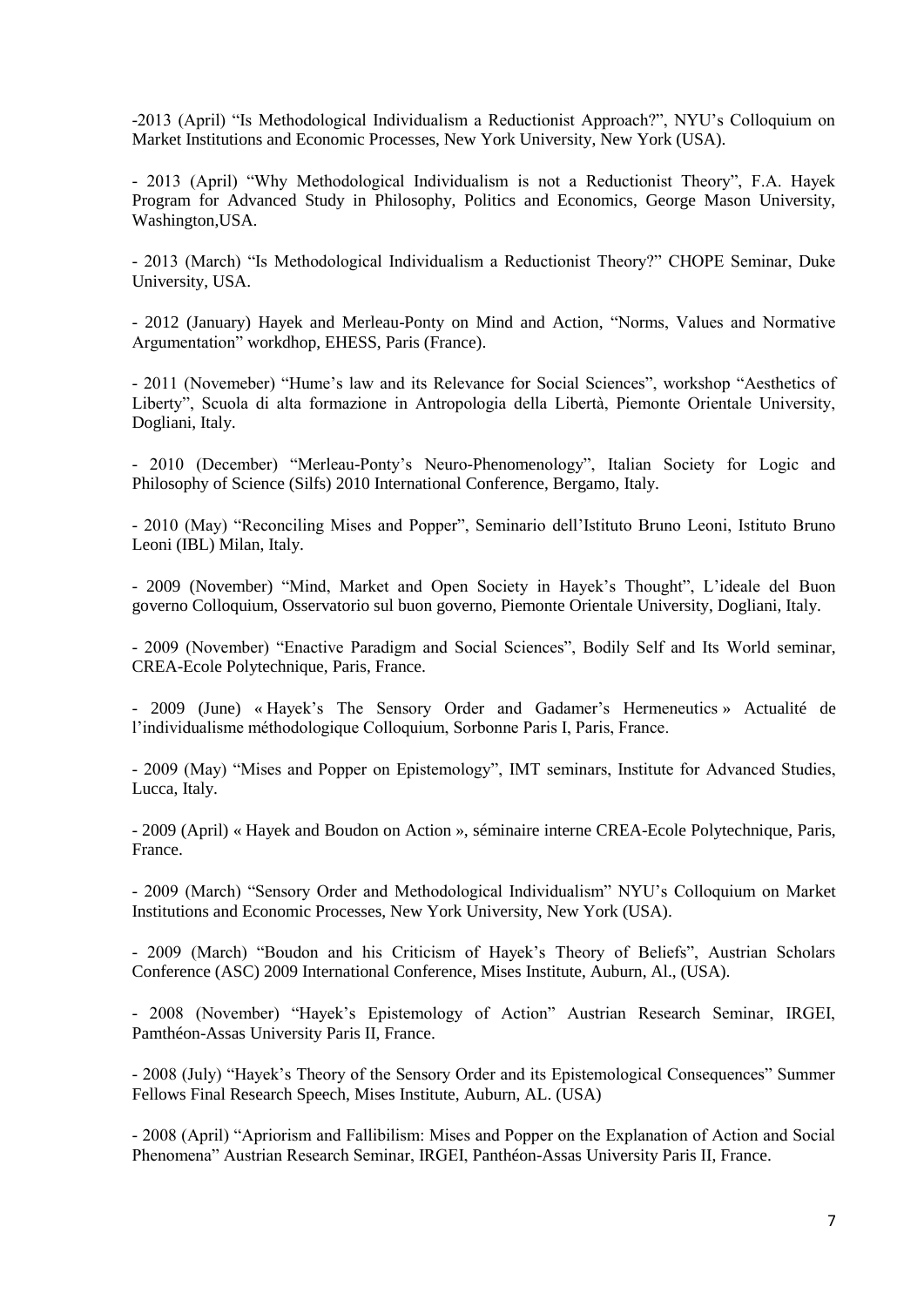-2013 (April) “Is Methodological Individualism a Reductionist Approach?”, NYU’s Colloquium on Market Institutions and Economic Processes, New York University, New York (USA).

- 2013 (April) “Why Methodological Individualism is not a Reductionist Theory”, F.A. Hayek Program for Advanced Study in Philosophy, Politics and Economics, George Mason University, Washington,USA.

- 2013 (March) “Is Methodological Individualism a Reductionist Theory?” CHOPE Seminar, Duke University, USA.

- 2012 (January) Hayek and Merleau-Ponty on Mind and Action, “Norms, Values and Normative Argumentation” workdhop, EHESS, Paris (France).

- 2011 (Novemeber) “Hume’s law and its Relevance for Social Sciences”, workshop “Aesthetics of Liberty”, Scuola di alta formazione in Antropologia della Libertà, Piemonte Orientale University, Dogliani, Italy.

- 2010 (December) “Merleau-Ponty’s Neuro-Phenomenology”, Italian Society for Logic and Philosophy of Science (Silfs) 2010 International Conference, Bergamo, Italy.

- 2010 (May) “Reconciling Mises and Popper”, Seminario dell’Istituto Bruno Leoni, Istituto Bruno Leoni (IBL) Milan, Italy.

- 2009 (November) “Mind, Market and Open Society in Hayek’s Thought”, L’ideale del Buon governo Colloquium, Osservatorio sul buon governo, Piemonte Orientale University, Dogliani, Italy.

- 2009 (November) “Enactive Paradigm and Social Sciences”, Bodily Self and Its World seminar, CREA-Ecole Polytechnique, Paris, France.

- 2009 (June) « Hayek’s The Sensory Order and Gadamer’s Hermeneutics » Actualité de l’individualisme méthodologique Colloquium, Sorbonne Paris I, Paris, France.

- 2009 (May) “Mises and Popper on Epistemology”, IMT seminars, Institute for Advanced Studies, Lucca, Italy.

- 2009 (April) « Hayek and Boudon on Action », séminaire interne CREA-Ecole Polytechnique, Paris, France.

- 2009 (March) “Sensory Order and Methodological Individualism” NYU’s Colloquium on Market Institutions and Economic Processes, New York University, New York (USA).

- 2009 (March) “Boudon and his Criticism of Hayek’s Theory of Beliefs”, Austrian Scholars Conference (ASC) 2009 International Conference, Mises Institute, Auburn, Al., (USA).

- 2008 (November) “Hayek’s Epistemology of Action” Austrian Research Seminar, IRGEI, Pamthéon-Assas University Paris II, France.

- 2008 (July) “Hayek’s Theory of the Sensory Order and its Epistemological Consequences” Summer Fellows Final Research Speech, Mises Institute, Auburn, AL. (USA)

- 2008 (April) “Apriorism and Fallibilism: Mises and Popper on the Explanation of Action and Social Phenomena” Austrian Research Seminar, IRGEI, Panthéon-Assas University Paris II, France.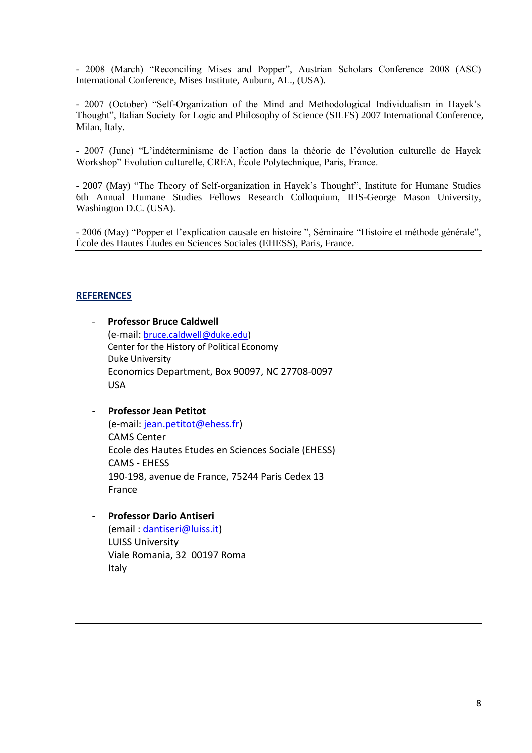- 2008 (March) “Reconciling Mises and Popper”, Austrian Scholars Conference 2008 (ASC) International Conference, Mises Institute, Auburn, AL., (USA).

- 2007 (October) “Self-Organization of the Mind and Methodological Individualism in Hayek’s Thought”, Italian Society for Logic and Philosophy of Science (SILFS) 2007 International Conference, Milan, Italy.

- 2007 (June) “L’indéterminisme de l’action dans la théorie de l’évolution culturelle de Hayek Workshop” Evolution culturelle, CREA, École Polytechnique, Paris, France.

- 2007 (May) “The Theory of Self-organization in Hayek’s Thought”, Institute for Humane Studies 6th Annual Humane Studies Fellows Research Colloquium, IHS-George Mason University, Washington D.C. (USA).

- 2006 (May) “Popper et l’explication causale en histoire ”, Séminaire “Histoire et méthode générale”, École des Hautes Études en Sciences Sociales (EHESS), Paris, France.

## REFERENCES

- **Professor Bruce Caldwell**
  (e-mail: bruce.caldwell@duke.edu)
  Center for the History of Political Economy
  Duke University
  Economics Department, Box 90097, NC 27708-0097
  USA

- **Professor Jean Petitot**
  (e-mail: jean.petitot@ehess.fr)
  CAMS Center
  Ecole des Hautes Etudes en Sciences Sociale (EHESS)
  CAMS - EHESS
  190-198, avenue de France, 75244 Paris Cedex 13
  France

- **Professor Dario Antiseri**
  (email : dantiseri@luiss.it)
  LUISS University
  Viale Romania, 32 00197 Roma
  Italy